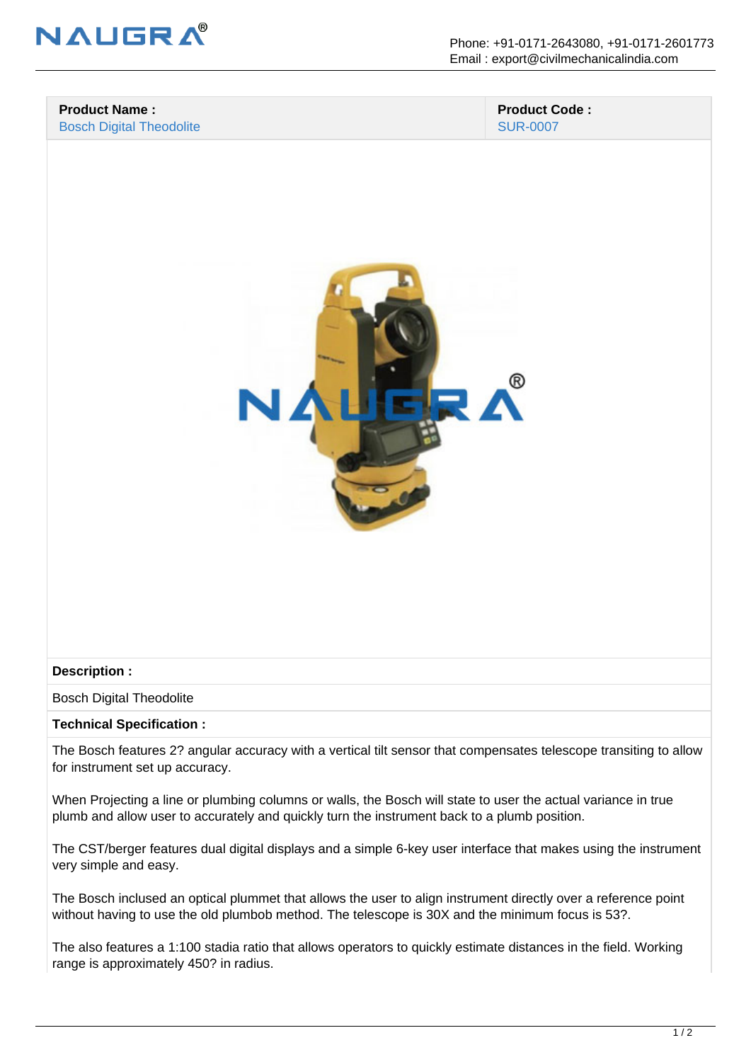| **Product Name :** | **Product Code :** |
| --- | --- |
| Bosch Digital Theodolite | SUR-0007 |

**Description :**

Bosch Digital Theodolite

**Technical Specification :**

The Bosch features 2? angular accuracy with a vertical tilt sensor that compensates telescope transiting to allow for instrument set up accuracy.

When Projecting a line or plumbing columns or walls, the Bosch will state to user the actual variance in true plumb and allow user to accurately and quickly turn the instrument back to a plumb position.

The CST/berger features dual digital displays and a simple 6-key user interface that makes using the instrument very simple and easy.

The Bosch inclused an optical plummet that allows the user to align instrument directly over a reference point without having to use the old plumbob method. The telescope is 30X and the minimum focus is 53?.

The also features a 1:100 stadia ratio that allows operators to quickly estimate distances in the field. Working range is approximately 450? in radius.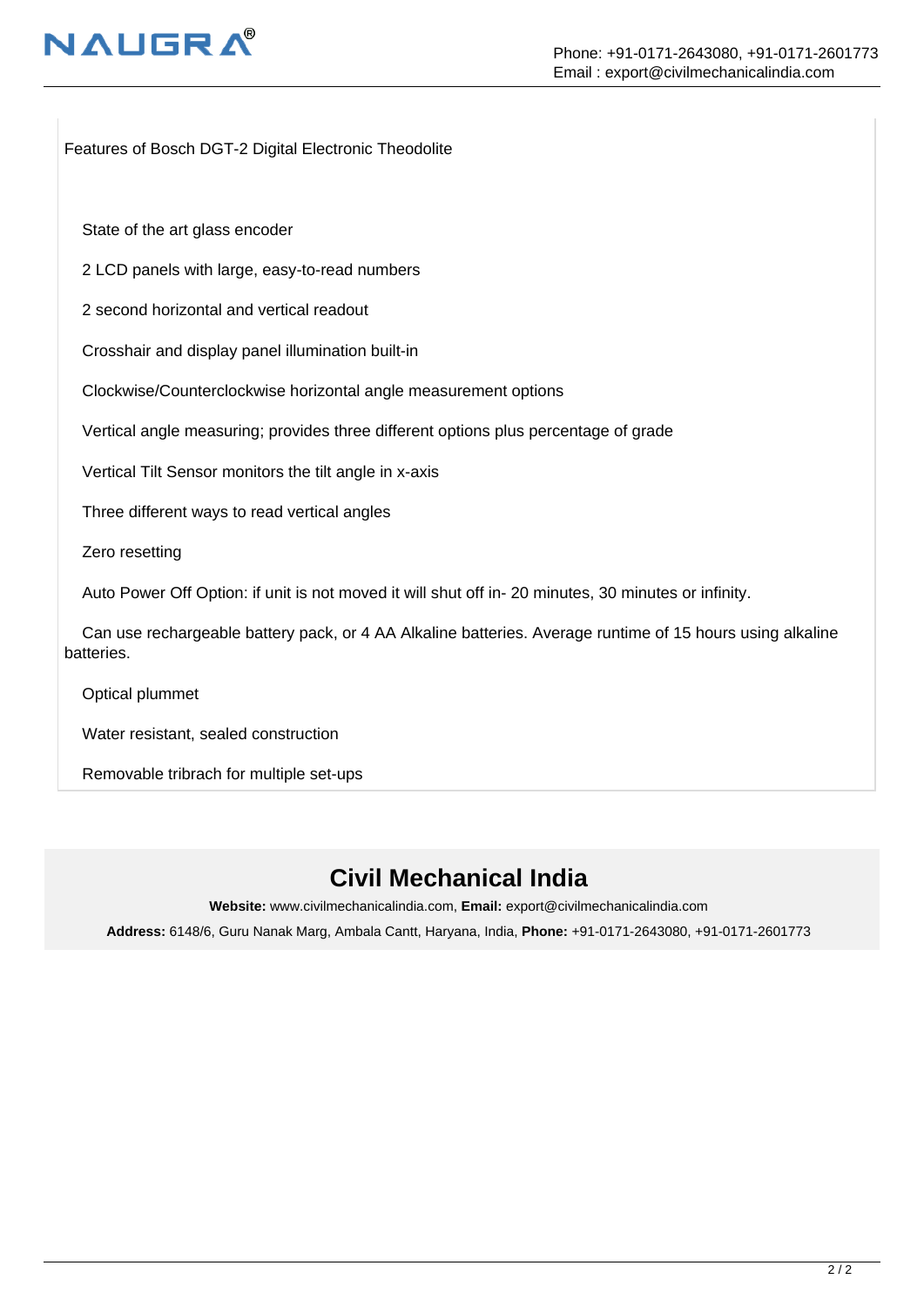Features of Bosch DGT-2 Digital Electronic Theodolite

State of the art glass encoder

2 LCD panels with large, easy-to-read numbers

2 second horizontal and vertical readout

Crosshair and display panel illumination built-in

Clockwise/Counterclockwise horizontal angle measurement options

Vertical angle measuring; provides three different options plus percentage of grade

Vertical Tilt Sensor monitors the tilt angle in x-axis

Three different ways to read vertical angles

Zero resetting

Auto Power Off Option: if unit is not moved it will shut off in- 20 minutes, 30 minutes or infinity.

Can use rechargeable battery pack, or 4 AA Alkaline batteries. Average runtime of 15 hours using alkaline batteries.

Optical plummet

Water resistant, sealed construction

Removable tribrach for multiple set-ups

## Civil Mechanical India

**Website:** www.civilmechanicalindia.com, **Email:** export@civilmechanicalindia.com

**Address:** 6148/6, Guru Nanak Marg, Ambala Cantt, Haryana, India, **Phone:** +91-0171-2643080, +91-0171-2601773